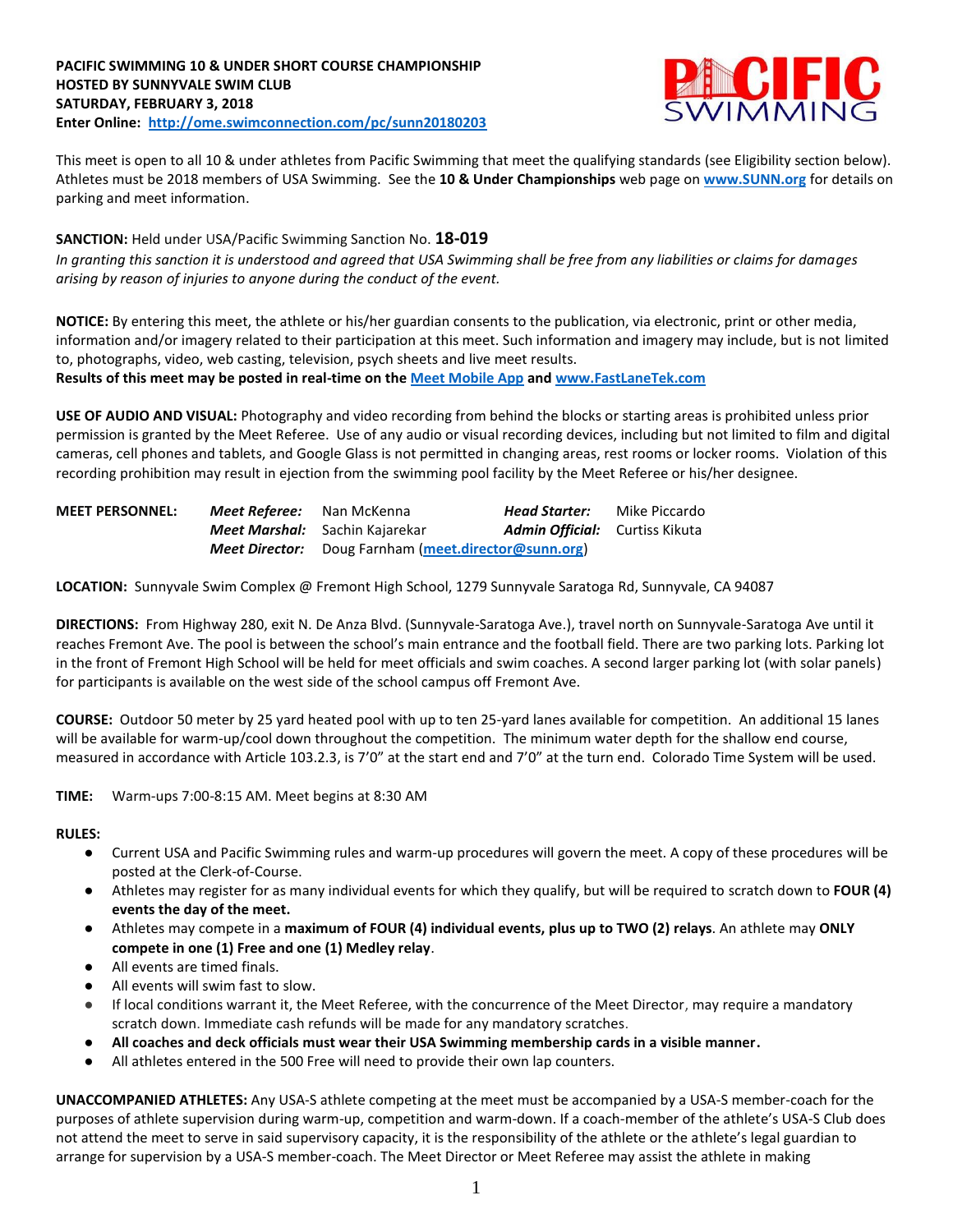**PACIFIC SWIMMING 10 & UNDER SHORT COURSE CHAMPIONSHIP**
**HOSTED BY SUNNYVALE SWIM CLUB**
**SATURDAY, FEBRUARY 3, 2018**
**Enter Online: http://ome.swimconnection.com/pc/sunn20180203**

This meet is open to all 10 & under athletes from Pacific Swimming that meet the qualifying standards (see Eligibility section below). Athletes must be 2018 members of USA Swimming. See the **10 & Under Championships** web page on **www.SUNN.org** for details on parking and meet information.

**SANCTION:** Held under USA/Pacific Swimming Sanction No. **18-019**
*In granting this sanction it is understood and agreed that USA Swimming shall be free from any liabilities or claims for damages arising by reason of injuries to anyone during the conduct of the event.*

**NOTICE:** By entering this meet, the athlete or his/her guardian consents to the publication, via electronic, print or other media, information and/or imagery related to their participation at this meet. Such information and imagery may include, but is not limited to, photographs, video, web casting, television, psych sheets and live meet results.
**Results of this meet may be posted in real-time on the Meet Mobile App and www.FastLaneTek.com**

**USE OF AUDIO AND VISUAL:** Photography and video recording from behind the blocks or starting areas is prohibited unless prior permission is granted by the Meet Referee. Use of any audio or visual recording devices, including but not limited to film and digital cameras, cell phones and tablets, and Google Glass is not permitted in changing areas, rest rooms or locker rooms. Violation of this recording prohibition may result in ejection from the swimming pool facility by the Meet Referee or his/her designee.

**MEET PERSONNEL:**
- ***Meet Referee:*** Nan McKenna
- ***Head Starter:*** Mike Piccardo
- ***Meet Marshal:*** Sachin Kajarekar
- ***Admin Official:*** Curtiss Kikuta
- ***Meet Director:*** Doug Farnham (**meet.director@sunn.org**)

**LOCATION:** Sunnyvale Swim Complex @ Fremont High School, 1279 Sunnyvale Saratoga Rd, Sunnyvale, CA 94087

**DIRECTIONS:** From Highway 280, exit N. De Anza Blvd. (Sunnyvale-Saratoga Ave.), travel north on Sunnyvale-Saratoga Ave until it reaches Fremont Ave. The pool is between the school's main entrance and the football field. There are two parking lots. Parking lot in the front of Fremont High School will be held for meet officials and swim coaches. A second larger parking lot (with solar panels) for participants is available on the west side of the school campus off Fremont Ave.

**COURSE:** Outdoor 50 meter by 25 yard heated pool with up to ten 25-yard lanes available for competition. An additional 15 lanes will be available for warm-up/cool down throughout the competition. The minimum water depth for the shallow end course, measured in accordance with Article 103.2.3, is 7'0" at the start end and 7'0" at the turn end. Colorado Time System will be used.

**TIME:** Warm-ups 7:00-8:15 AM. Meet begins at 8:30 AM

**RULES:**

- Current USA and Pacific Swimming rules and warm-up procedures will govern the meet. A copy of these procedures will be posted at the Clerk-of-Course.
- Athletes may register for as many individual events for which they qualify, but will be required to scratch down to **FOUR (4) events the day of the meet.**
- Athletes may compete in a **maximum of FOUR (4) individual events, plus up to TWO (2) relays**. An athlete may **ONLY compete in one (1) Free and one (1) Medley relay**.
- All events are timed finals.
- All events will swim fast to slow.
- If local conditions warrant it, the Meet Referee, with the concurrence of the Meet Director, may require a mandatory scratch down. Immediate cash refunds will be made for any mandatory scratches.
- **All coaches and deck officials must wear their USA Swimming membership cards in a visible manner.**
- All athletes entered in the 500 Free will need to provide their own lap counters.

**UNACCOMPANIED ATHLETES:** Any USA-S athlete competing at the meet must be accompanied by a USA-S member-coach for the purposes of athlete supervision during warm-up, competition and warm-down. If a coach-member of the athlete's USA-S Club does not attend the meet to serve in said supervisory capacity, it is the responsibility of the athlete or the athlete's legal guardian to arrange for supervision by a USA-S member-coach. The Meet Director or Meet Referee may assist the athlete in making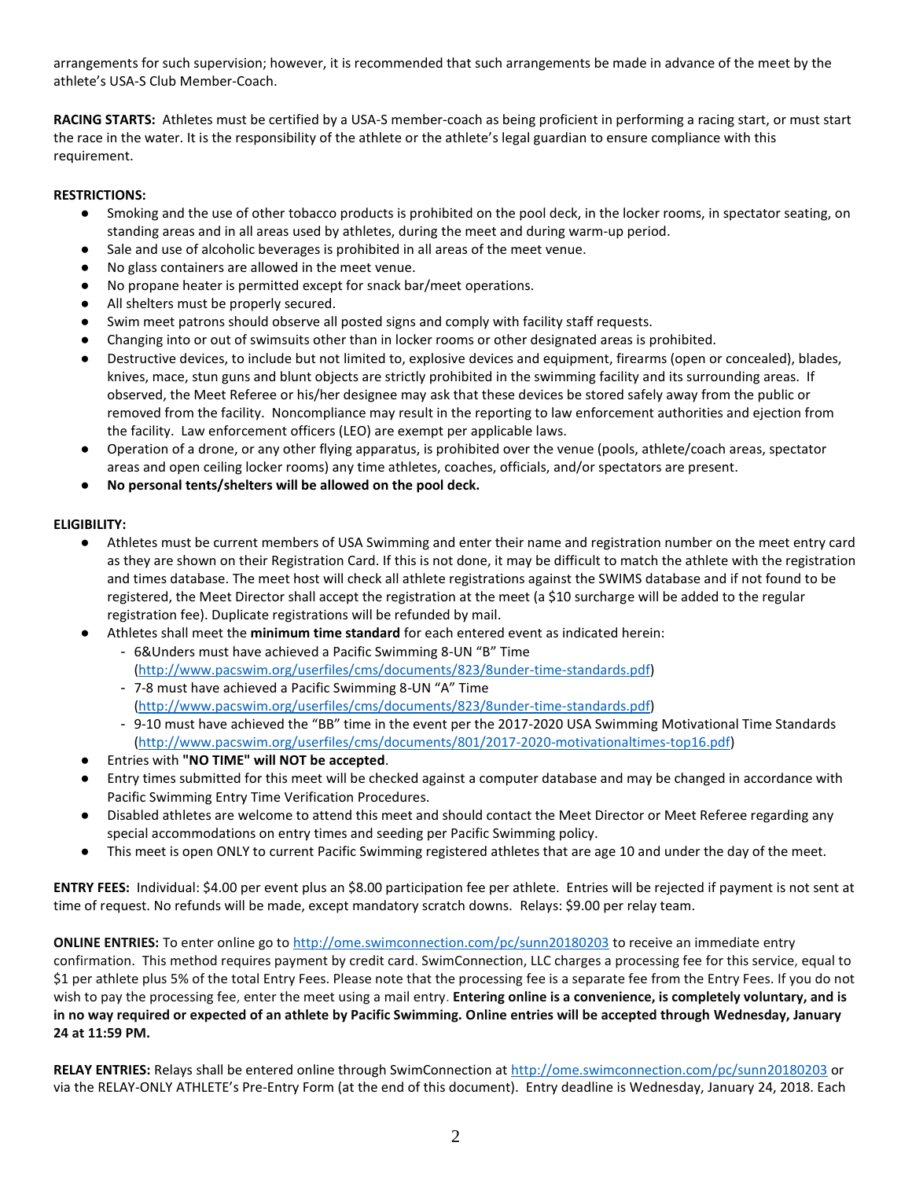arrangements for such supervision; however, it is recommended that such arrangements be made in advance of the meet by the athlete's USA-S Club Member-Coach.

**RACING STARTS:** Athletes must be certified by a USA-S member-coach as being proficient in performing a racing start, or must start the race in the water. It is the responsibility of the athlete or the athlete's legal guardian to ensure compliance with this requirement.

**RESTRICTIONS:**

- Smoking and the use of other tobacco products is prohibited on the pool deck, in the locker rooms, in spectator seating, on standing areas and in all areas used by athletes, during the meet and during warm-up period.
- Sale and use of alcoholic beverages is prohibited in all areas of the meet venue.
- No glass containers are allowed in the meet venue.
- No propane heater is permitted except for snack bar/meet operations.
- All shelters must be properly secured.
- Swim meet patrons should observe all posted signs and comply with facility staff requests.
- Changing into or out of swimsuits other than in locker rooms or other designated areas is prohibited.
- Destructive devices, to include but not limited to, explosive devices and equipment, firearms (open or concealed), blades, knives, mace, stun guns and blunt objects are strictly prohibited in the swimming facility and its surrounding areas. If observed, the Meet Referee or his/her designee may ask that these devices be stored safely away from the public or removed from the facility. Noncompliance may result in the reporting to law enforcement authorities and ejection from the facility. Law enforcement officers (LEO) are exempt per applicable laws.
- Operation of a drone, or any other flying apparatus, is prohibited over the venue (pools, athlete/coach areas, spectator areas and open ceiling locker rooms) any time athletes, coaches, officials, and/or spectators are present.
- **No personal tents/shelters will be allowed on the pool deck.**

**ELIGIBILITY:**

- Athletes must be current members of USA Swimming and enter their name and registration number on the meet entry card as they are shown on their Registration Card. If this is not done, it may be difficult to match the athlete with the registration and times database. The meet host will check all athlete registrations against the SWIMS database and if not found to be registered, the Meet Director shall accept the registration at the meet (a $10 surcharge will be added to the regular registration fee). Duplicate registrations will be refunded by mail.
- Athletes shall meet the **minimum time standard** for each entered event as indicated herein:
  - 6&Unders must have achieved a Pacific Swimming 8-UN "B" Time (http://www.pacswim.org/userfiles/cms/documents/823/8under-time-standards.pdf)
  - 7-8 must have achieved a Pacific Swimming 8-UN "A" Time (http://www.pacswim.org/userfiles/cms/documents/823/8under-time-standards.pdf)
  - 9-10 must have achieved the "BB" time in the event per the 2017-2020 USA Swimming Motivational Time Standards (http://www.pacswim.org/userfiles/cms/documents/801/2017-2020-motivationaltimes-top16.pdf)
- Entries with **"NO TIME" will NOT be accepted**.
- Entry times submitted for this meet will be checked against a computer database and may be changed in accordance with Pacific Swimming Entry Time Verification Procedures.
- Disabled athletes are welcome to attend this meet and should contact the Meet Director or Meet Referee regarding any special accommodations on entry times and seeding per Pacific Swimming policy.
- This meet is open ONLY to current Pacific Swimming registered athletes that are age 10 and under the day of the meet.

**ENTRY FEES:** Individual: $4.00 per event plus an $8.00 participation fee per athlete. Entries will be rejected if payment is not sent at time of request. No refunds will be made, except mandatory scratch downs. Relays: $9.00 per relay team.

**ONLINE ENTRIES:** To enter online go to http://ome.swimconnection.com/pc/sunn20180203 to receive an immediate entry confirmation. This method requires payment by credit card. SwimConnection, LLC charges a processing fee for this service, equal to $1 per athlete plus 5% of the total Entry Fees. Please note that the processing fee is a separate fee from the Entry Fees. If you do not wish to pay the processing fee, enter the meet using a mail entry. **Entering online is a convenience, is completely voluntary, and is in no way required or expected of an athlete by Pacific Swimming. Online entries will be accepted through Wednesday, January 24 at 11:59 PM.**

**RELAY ENTRIES:** Relays shall be entered online through SwimConnection at http://ome.swimconnection.com/pc/sunn20180203 or via the RELAY-ONLY ATHLETE's Pre-Entry Form (at the end of this document). Entry deadline is Wednesday, January 24, 2018. Each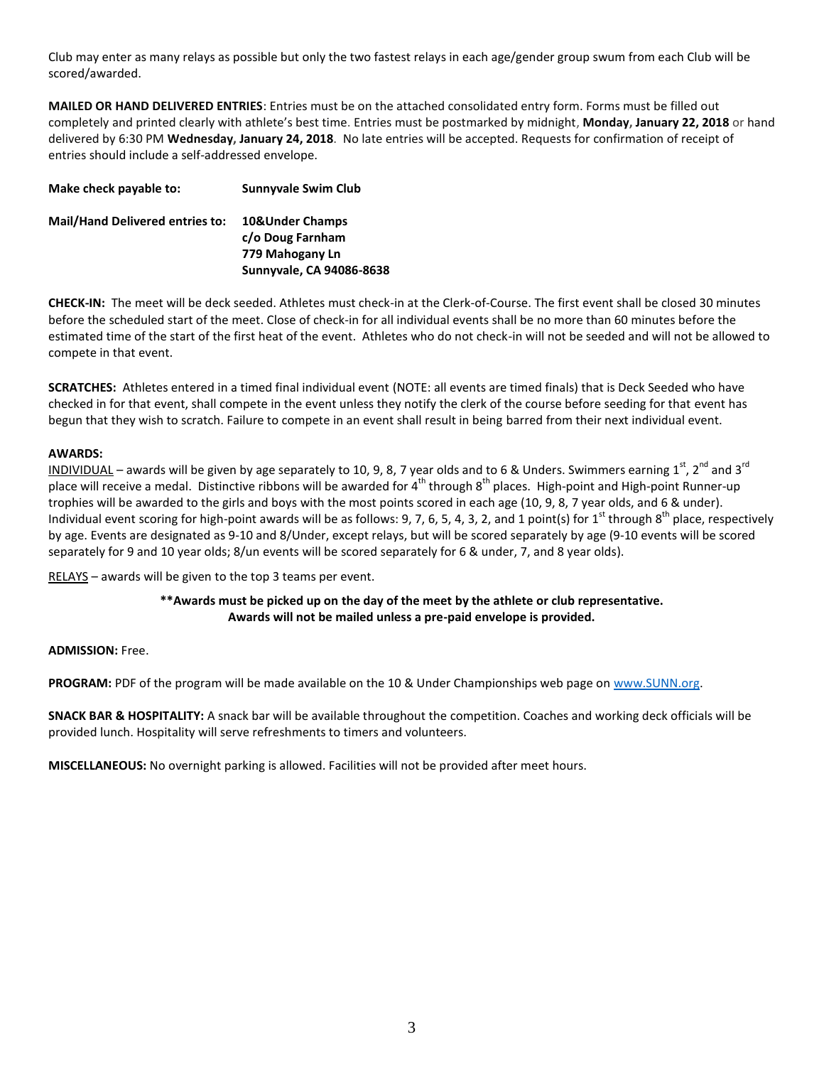Club may enter as many relays as possible but only the two fastest relays in each age/gender group swum from each Club will be scored/awarded.

**MAILED OR HAND DELIVERED ENTRIES**: Entries must be on the attached consolidated entry form. Forms must be filled out completely and printed clearly with athlete's best time. Entries must be postmarked by midnight, **Monday, January 22, 2018** or hand delivered by 6:30 PM **Wednesday, January 24, 2018**. No late entries will be accepted. Requests for confirmation of receipt of entries should include a self-addressed envelope.

| | |
|---|---|
| **Make check payable to:** | **Sunnyvale Swim Club** |
| **Mail/Hand Delivered entries to:** | **10&Under Champs**<br>**c/o Doug Farnham**<br>**779 Mahogany Ln**<br>**Sunnyvale, CA 94086-8638** |

**CHECK-IN:** The meet will be deck seeded. Athletes must check-in at the Clerk-of-Course. The first event shall be closed 30 minutes before the scheduled start of the meet. Close of check-in for all individual events shall be no more than 60 minutes before the estimated time of the start of the first heat of the event. Athletes who do not check-in will not be seeded and will not be allowed to compete in that event.

**SCRATCHES:** Athletes entered in a timed final individual event (NOTE: all events are timed finals) that is Deck Seeded who have checked in for that event, shall compete in the event unless they notify the clerk of the course before seeding for that event has begun that they wish to scratch. Failure to compete in an event shall result in being barred from their next individual event.

**AWARDS:**

INDIVIDUAL – awards will be given by age separately to 10, 9, 8, 7 year olds and to 6 & Unders. Swimmers earning 1st, 2nd and 3rd place will receive a medal. Distinctive ribbons will be awarded for 4th through 8th places. High-point and High-point Runner-up trophies will be awarded to the girls and boys with the most points scored in each age (10, 9, 8, 7 year olds, and 6 & under). Individual event scoring for high-point awards will be as follows: 9, 7, 6, 5, 4, 3, 2, and 1 point(s) for 1st through 8th place, respectively by age. Events are designated as 9-10 and 8/Under, except relays, but will be scored separately by age (9-10 events will be scored separately for 9 and 10 year olds; 8/un events will be scored separately for 6 & under, 7, and 8 year olds).

RELAYS – awards will be given to the top 3 teams per event.

**\*\*Awards must be picked up on the day of the meet by the athlete or club representative. Awards will not be mailed unless a pre-paid envelope is provided.**

**ADMISSION:** Free.

**PROGRAM:** PDF of the program will be made available on the 10 & Under Championships web page on www.SUNN.org.

**SNACK BAR & HOSPITALITY:** A snack bar will be available throughout the competition. Coaches and working deck officials will be provided lunch. Hospitality will serve refreshments to timers and volunteers.

**MISCELLANEOUS:** No overnight parking is allowed. Facilities will not be provided after meet hours.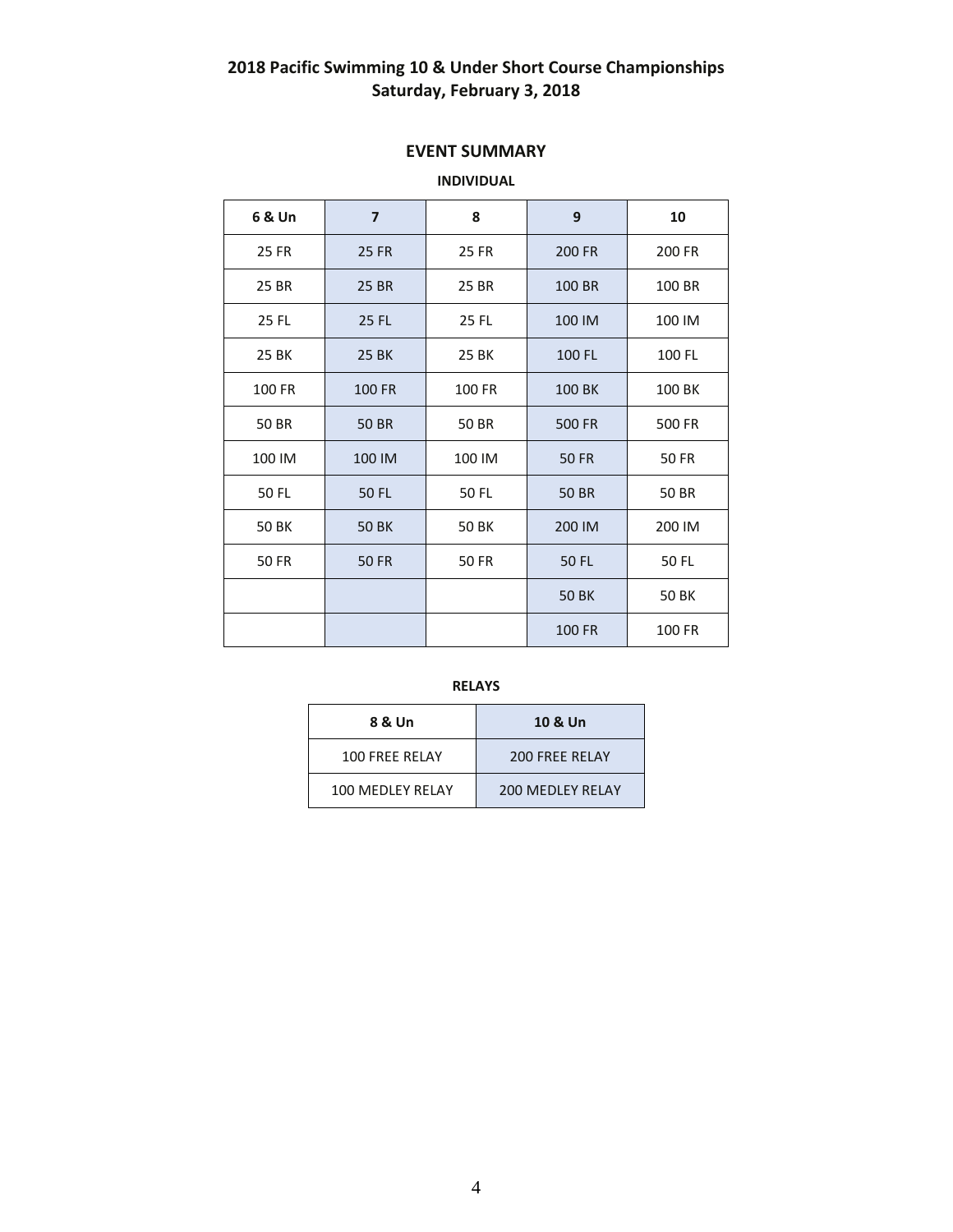# 2018 Pacific Swimming 10 & Under Short Course Championships
## Saturday, February 3, 2018

### EVENT SUMMARY

**INDIVIDUAL**

| 6 & Un | 7 | 8 | 9 | 10 |
|---|---|---|---|---|
| 25 FR | 25 FR | 25 FR | 200 FR | 200 FR |
| 25 BR | 25 BR | 25 BR | 100 BR | 100 BR |
| 25 FL | 25 FL | 25 FL | 100 IM | 100 IM |
| 25 BK | 25 BK | 25 BK | 100 FL | 100 FL |
| 100 FR | 100 FR | 100 FR | 100 BK | 100 BK |
| 50 BR | 50 BR | 50 BR | 500 FR | 500 FR |
| 100 IM | 100 IM | 100 IM | 50 FR | 50 FR |
| 50 FL | 50 FL | 50 FL | 50 BR | 50 BR |
| 50 BK | 50 BK | 50 BK | 200 IM | 200 IM |
| 50 FR | 50 FR | 50 FR | 50 FL | 50 FL |
| | | | 50 BK | 50 BK |
| | | | 100 FR | 100 FR |

**RELAYS**

| 8 & Un | 10 & Un |
|---|---|
| 100 FREE RELAY | 200 FREE RELAY |
| 100 MEDLEY RELAY | 200 MEDLEY RELAY |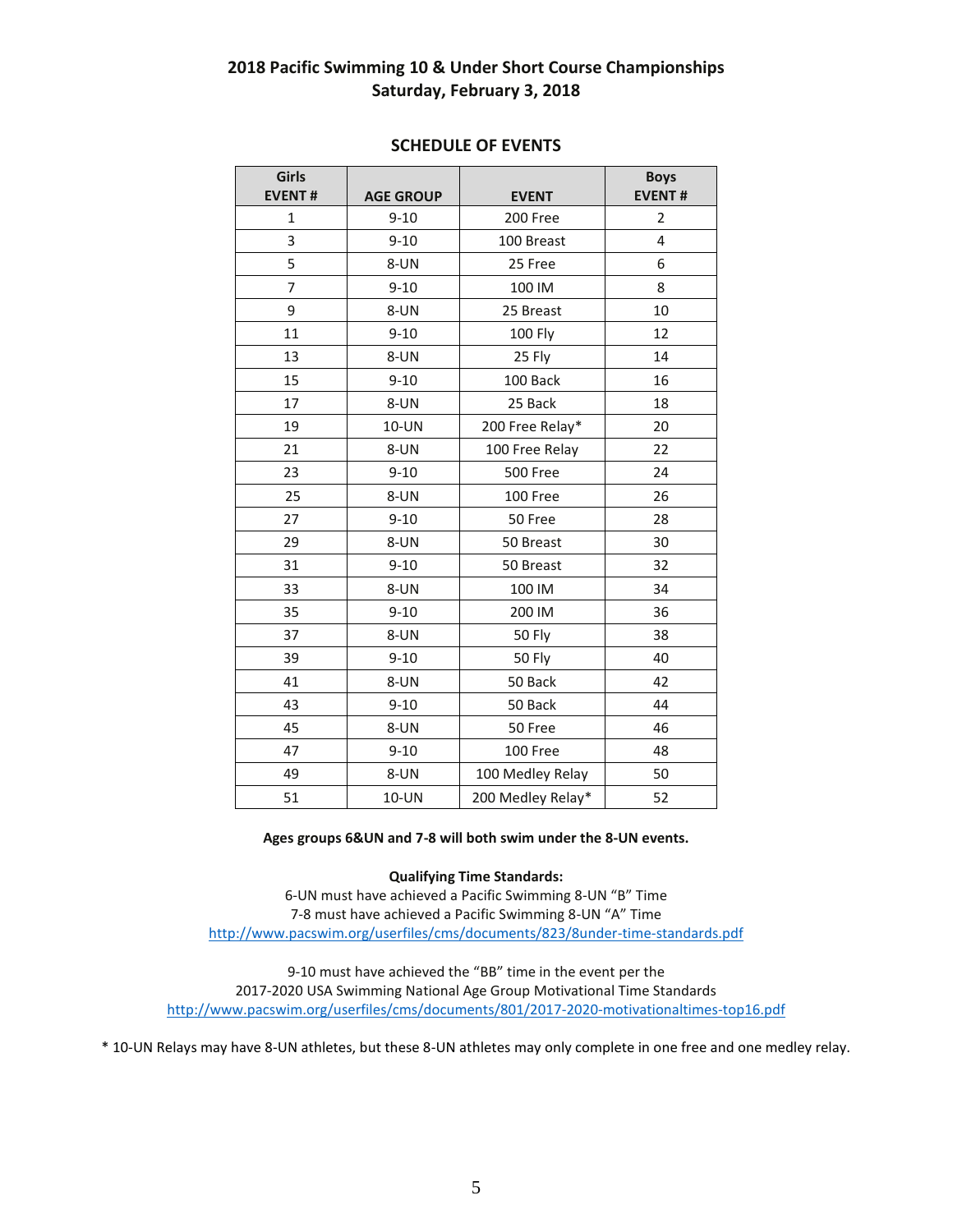## 2018 Pacific Swimming 10 & Under Short Course Championships
## Saturday, February 3, 2018

### SCHEDULE OF EVENTS

| Girls EVENT # | AGE GROUP | EVENT | Boys EVENT # |
|---|---|---|---|
| 1 | 9-10 | 200 Free | 2 |
| 3 | 9-10 | 100 Breast | 4 |
| 5 | 8-UN | 25 Free | 6 |
| 7 | 9-10 | 100 IM | 8 |
| 9 | 8-UN | 25 Breast | 10 |
| 11 | 9-10 | 100 Fly | 12 |
| 13 | 8-UN | 25 Fly | 14 |
| 15 | 9-10 | 100 Back | 16 |
| 17 | 8-UN | 25 Back | 18 |
| 19 | 10-UN | 200 Free Relay* | 20 |
| 21 | 8-UN | 100 Free Relay | 22 |
| 23 | 9-10 | 500 Free | 24 |
| 25 | 8-UN | 100 Free | 26 |
| 27 | 9-10 | 50 Free | 28 |
| 29 | 8-UN | 50 Breast | 30 |
| 31 | 9-10 | 50 Breast | 32 |
| 33 | 8-UN | 100 IM | 34 |
| 35 | 9-10 | 200 IM | 36 |
| 37 | 8-UN | 50 Fly | 38 |
| 39 | 9-10 | 50 Fly | 40 |
| 41 | 8-UN | 50 Back | 42 |
| 43 | 9-10 | 50 Back | 44 |
| 45 | 8-UN | 50 Free | 46 |
| 47 | 9-10 | 100 Free | 48 |
| 49 | 8-UN | 100 Medley Relay | 50 |
| 51 | 10-UN | 200 Medley Relay* | 52 |

**Ages groups 6&UN and 7-8 will both swim under the 8-UN events.**

**Qualifying Time Standards:**

6-UN must have achieved a Pacific Swimming 8-UN "B" Time
7-8 must have achieved a Pacific Swimming 8-UN "A" Time
http://www.pacswim.org/userfiles/cms/documents/823/8under-time-standards.pdf

9-10 must have achieved the "BB" time in the event per the
2017-2020 USA Swimming National Age Group Motivational Time Standards
http://www.pacswim.org/userfiles/cms/documents/801/2017-2020-motivationaltimes-top16.pdf

* 10-UN Relays may have 8-UN athletes, but these 8-UN athletes may only complete in one free and one medley relay.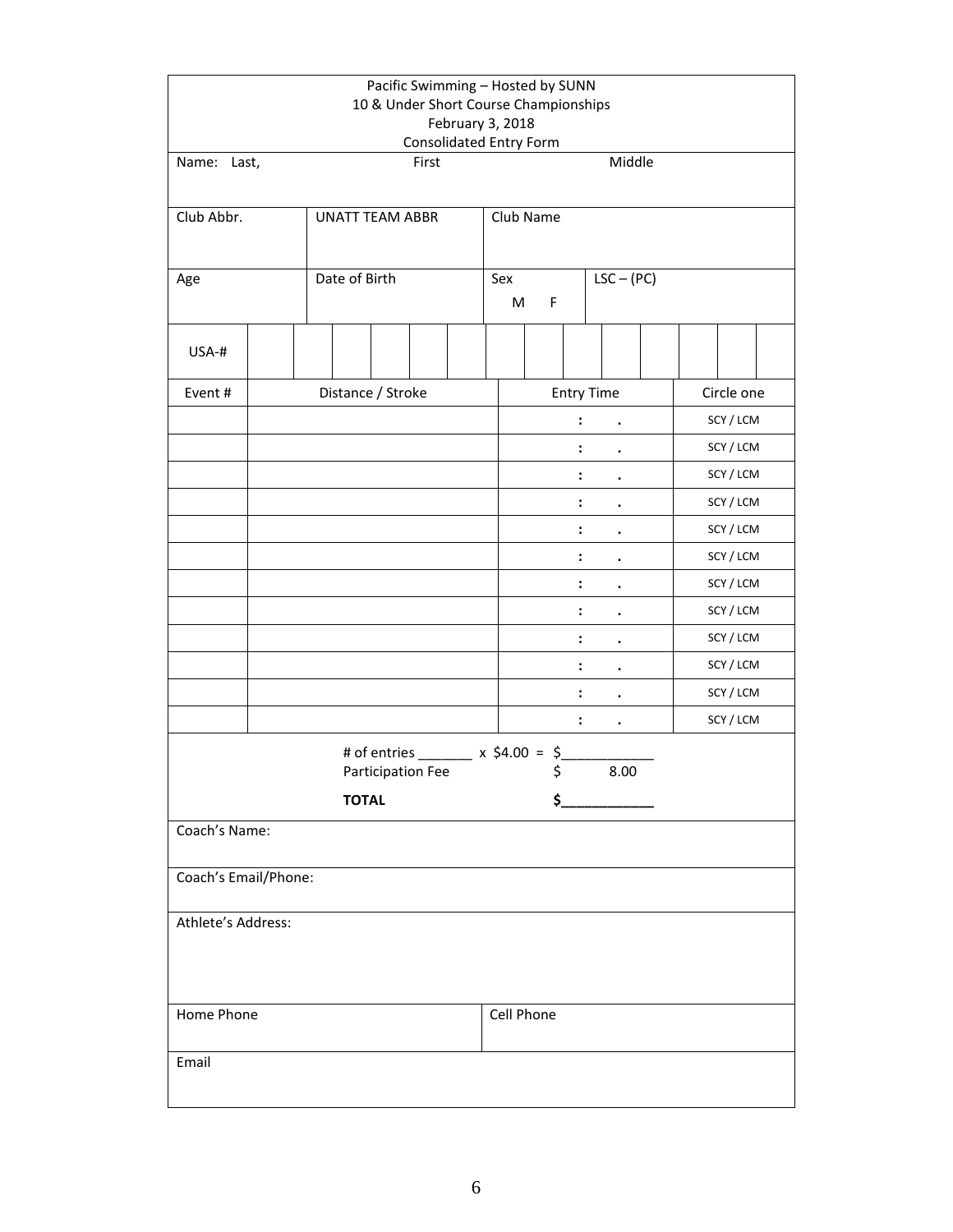Pacific Swimming – Hosted by SUNN
10 & Under Short Course Championships
February 3, 2018
Consolidated Entry Form

| Name: Last, | First | Middle |
|---|---|---|
| | | |

| Club Abbr. | UNATT TEAM ABBR | Club Name |
|---|---|---|
| | | |

| Age | Date of Birth | Sex M F | LSC – (PC) |
|---|---|---|---|
| | | | |

| USA-# | | | | | | | | | | | | | | |
|---|---|---|---|---|---|---|---|---|---|---|---|---|---|---|

| Event # | Distance / Stroke | Entry Time | Circle one |
|---|---|---|---|
| | | : . | SCY / LCM |
| | | : . | SCY / LCM |
| | | : . | SCY / LCM |
| | | : . | SCY / LCM |
| | | : . | SCY / LCM |
| | | : . | SCY / LCM |
| | | : . | SCY / LCM |
| | | : . | SCY / LCM |
| | | : . | SCY / LCM |
| | | : . | SCY / LCM |
| | | : . | SCY / LCM |
| | | : . | SCY / LCM |

# of entries _______ x $4.00 = $____________
Participation Fee $ 8.00

**TOTAL** **$____________**

Coach's Name:

Coach's Email/Phone:

Athlete's Address:

| Home Phone | Cell Phone |
|---|---|
| | |

Email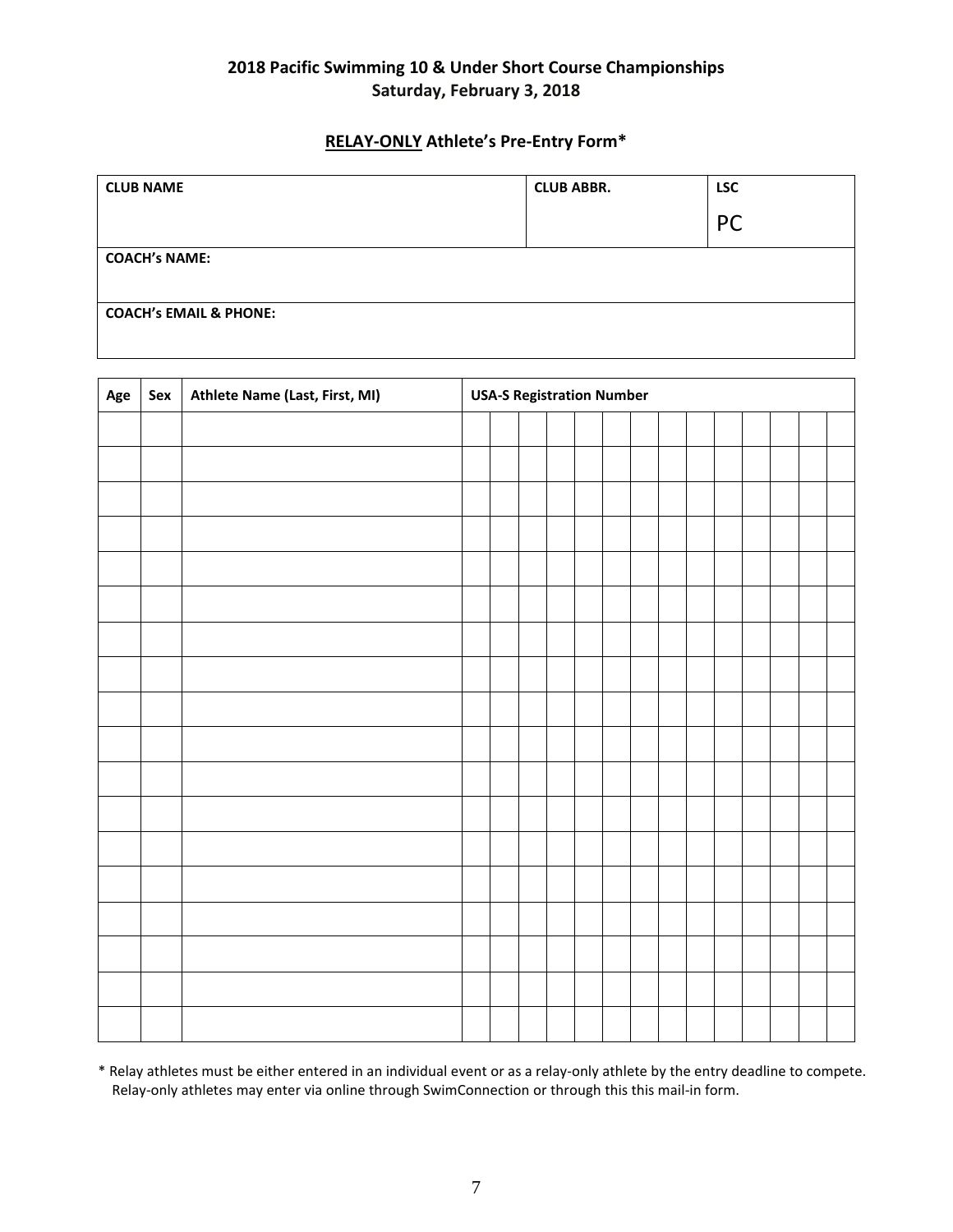**2018 Pacific Swimming 10 & Under Short Course Championships**
**Saturday, February 3, 2018**

## RELAY-ONLY Athlete's Pre-Entry Form*

| CLUB NAME | CLUB ABBR. | LSC |
|---|---|---|
| | | PC |
| COACH's NAME: | | |
| COACH's EMAIL & PHONE: | | |

| Age | Sex | Athlete Name (Last, First, MI) | USA-S Registration Number | | | | | | | | | | | | | |
|---|---|---|---|---|---|---|---|---|---|---|---|---|---|---|---|---|
| | | | | | | | | | | | | | | | | |
| | | | | | | | | | | | | | | | | |
| | | | | | | | | | | | | | | | | |
| | | | | | | | | | | | | | | | | |
| | | | | | | | | | | | | | | | | |
| | | | | | | | | | | | | | | | | |
| | | | | | | | | | | | | | | | | |
| | | | | | | | | | | | | | | | | |
| | | | | | | | | | | | | | | | | |
| | | | | | | | | | | | | | | | | |
| | | | | | | | | | | | | | | | | |
| | | | | | | | | | | | | | | | | |
| | | | | | | | | | | | | | | | | |
| | | | | | | | | | | | | | | | | |
| | | | | | | | | | | | | | | | | |
| | | | | | | | | | | | | | | | | |
| | | | | | | | | | | | | | | | | |
| | | | | | | | | | | | | | | | | |

* Relay athletes must be either entered in an individual event or as a relay-only athlete by the entry deadline to compete. Relay-only athletes may enter via online through SwimConnection or through this this mail-in form.